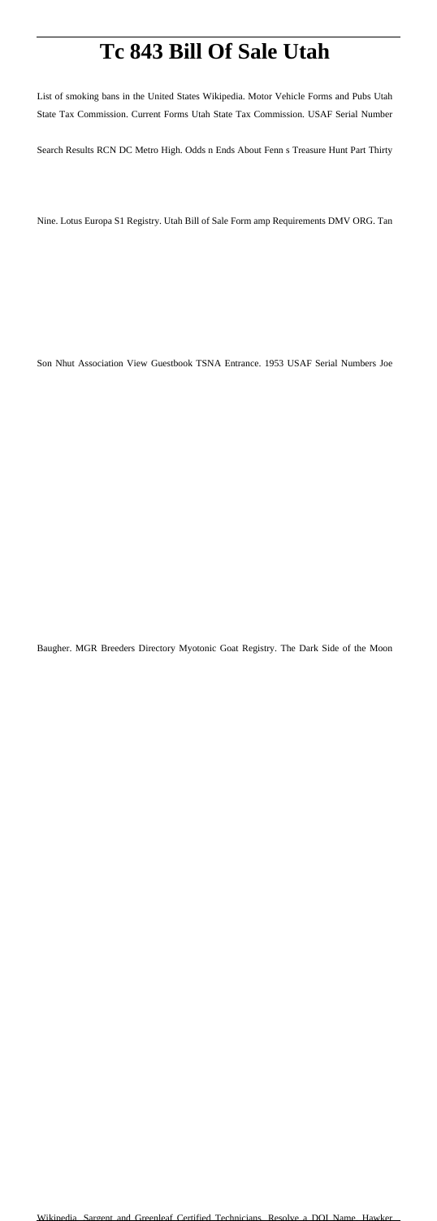# Tc 843 Bill Of Sale Utah

List of smoking bans in the United States Wikipedia. Motor Vehicle Forms and Pubs Utah State Tax Commission. Current Forms Utah State Tax Commission. USAF Serial Number Search Results RCN DC Metro High. Odds n Ends About Fenn s Treasure Hunt Part Thirty Nine. Lotus Europa S1 Registry. Utah Bill of Sale Form amp Requirements DMV ORG. Tan Son Nhut Association View Guestbook TSNA Entrance. 1953 USAF Serial Numbers Joe Baugher. MGR Breeders Directory Myotonic Goat Registry. The Dark Side of the Moon Wikipedia. Sargent and Greenleaf Certified Technicians. Resolve a DOI Name. Hawker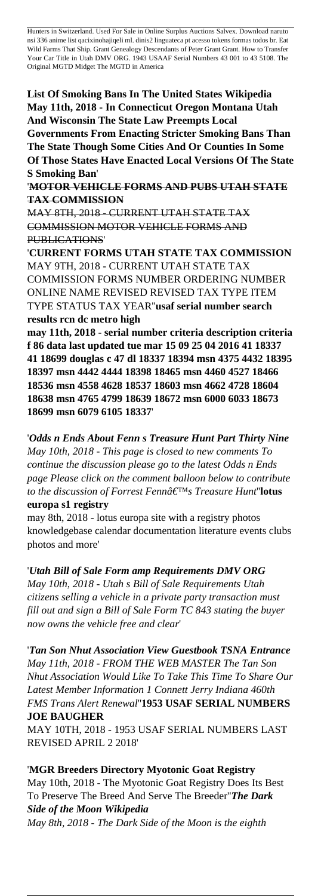Hunters in Switzerland. Used For Sale in Online Surplus Auctions Salvex. Download naruto nsi 336 anime list qacixinohajiqeli ml. dinis2 linguateca pt acesso tokens formas todos br. Eat Wild Farms That Ship. Grant Genealogy Descendants of Peter Grant Grant. How to Transfer Your Car Title in Utah DMV ORG. 1943 USAAF Serial Numbers 43 001 to 43 5108. The Original MGTD Midget The MGTD in America

**List Of Smoking Bans In The United States Wikipedia May 11th, 2018 - In Connecticut Oregon Montana Utah And Wisconsin The State Law Preempts Local Governments From Enacting Stricter Smoking Bans Than The State Though Some Cities And Or Counties In Some Of Those States Have Enacted Local Versions Of The State S Smoking Ban**'

'**MOTOR VEHICLE FORMS AND PUBS UTAH STATE TAX COMMISSION**

MAY 8TH, 2018 - CURRENT UTAH STATE TAX COMMISSION MOTOR VEHICLE FORMS AND PUBLICATIONS'

'**CURRENT FORMS UTAH STATE TAX COMMISSION** MAY 9TH, 2018 - CURRENT UTAH STATE TAX COMMISSION FORMS NUMBER ORDERING NUMBER ONLINE NAME REVISED REVISED TAX TYPE ITEM TYPE STATUS TAX YEAR''**usaf serial number search results rcn dc metro high**

**may 11th, 2018 - serial number criteria description criteria f 86 data last updated tue mar 15 09 25 04 2016 41 18337 41 18699 douglas c 47 dl 18337 18394 msn 4375 4432 18395 18397 msn 4442 4444 18398 18465 msn 4460 4527 18466 18536 msn 4558 4628 18537 18603 msn 4662 4728 18604 18638 msn 4765 4799 18639 18672 msn 6000 6033 18673 18699 msn 6079 6105 18337**'

'*Odds n Ends About Fenn s Treasure Hunt Part Thirty Nine May 10th, 2018 - This page is closed to new comments To continue the discussion please go to the latest Odds n Ends page Please click on the comment balloon below to contribute to the discussion of Forrest Fennâ€™s Treasure Hunt*''**lotus europa s1 registry**

may 8th, 2018 - lotus europa site with a registry photos knowledgebase calendar documentation literature events clubs photos and more'

'*Utah Bill of Sale Form amp Requirements DMV ORG May 10th, 2018 - Utah s Bill of Sale Requirements Utah citizens selling a vehicle in a private party transaction must fill out and sign a Bill of Sale Form TC 843 stating the buyer now owns the vehicle free and clear*'

'*Tan Son Nhut Association View Guestbook TSNA Entrance May 11th, 2018 - FROM THE WEB MASTER The Tan Son Nhut Association Would Like To Take This Time To Share Our Latest Member Information 1 Connett Jerry Indiana 460th FMS Trans Alert Renewal*''**1953 USAF SERIAL NUMBERS JOE BAUGHER**

MAY 10TH, 2018 - 1953 USAF SERIAL NUMBERS LAST REVISED APRIL 2 2018'

'**MGR Breeders Directory Myotonic Goat Registry** May 10th, 2018 - The Myotonic Goat Registry Does Its Best To Preserve The Breed And Serve The Breeder''*The Dark Side of the Moon Wikipedia*

*May 8th, 2018 - The Dark Side of the Moon is the eighth*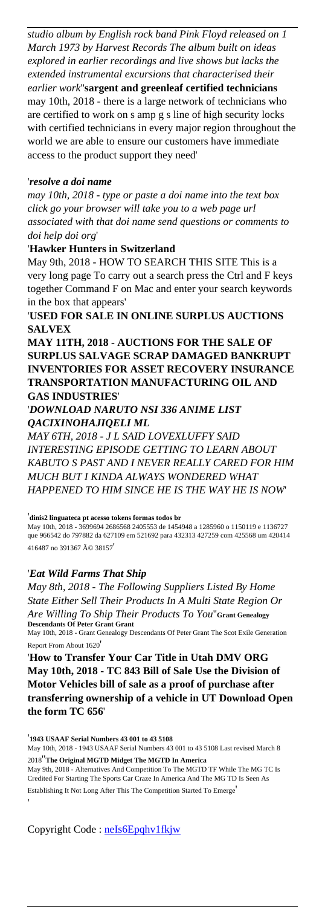*studio album by English rock band Pink Floyd released on 1 March 1973 by Harvest Records The album built on ideas explored in earlier recordings and live shows but lacks the extended instrumental excursions that characterised their earlier work*''**sargent and greenleaf certified technicians** may 10th, 2018 - there is a large network of technicians who are certified to work on s amp g s line of high security locks with certified technicians in every major region throughout the world we are able to ensure our customers have immediate access to the product support they need'

'***resolve a doi name***

*may 10th, 2018 - type or paste a doi name into the text box click go your browser will take you to a web page url associated with that doi name send questions or comments to doi help doi org*'

'**Hawker Hunters in Switzerland**

May 9th, 2018 - HOW TO SEARCH THIS SITE This is a very long page To carry out a search press the Ctrl and F keys together Command F on Mac and enter your search keywords in the box that appears'

'**USED FOR SALE IN ONLINE SURPLUS AUCTIONS SALVEX**

**MAY 11TH, 2018 - AUCTIONS FOR THE SALE OF SURPLUS SALVAGE SCRAP DAMAGED BANKRUPT INVENTORIES FOR ASSET RECOVERY INSURANCE TRANSPORTATION MANUFACTURING OIL AND GAS INDUSTRIES**'

'***DOWNLOAD NARUTO NSI 336 ANIME LIST QACIXINOHAJIQELI ML***

*MAY 6TH, 2018 - J L SAID LOVEXLUFFY SAID INTERESTING EPISODE GETTING TO LEARN ABOUT KABUTO S PAST AND I NEVER REALLY CARED FOR HIM MUCH BUT I KINDA ALWAYS WONDERED WHAT HAPPENED TO HIM SINCE HE IS THE WAY HE IS NOW*'

'**dinis2 linguateca pt acesso tokens formas todos br**

May 10th, 2018 - 3699694 2686568 2405553 de 1454948 a 1285960 o 1150119 e 1136727 que 966542 do 797882 da 627109 em 521692 para 432313 427259 com 425568 um 420414 416487 no 391367 Ã© 38157'

'***Eat Wild Farms That Ship***

*May 8th, 2018 - The Following Suppliers Listed By Home State Either Sell Their Products In A Multi State Region Or Are Willing To Ship Their Products To You*''**Grant Genealogy Descendants Of Peter Grant Grant**

May 10th, 2018 - Grant Genealogy Descendants Of Peter Grant The Scot Exile Generation Report From About 1620'

'**How to Transfer Your Car Title in Utah DMV ORG May 10th, 2018 - TC 843 Bill of Sale Use the Division of Motor Vehicles bill of sale as a proof of purchase after transferring ownership of a vehicle in UT Download Open the form TC 656**'

'**1943 USAAF Serial Numbers 43 001 to 43 5108**

May 10th, 2018 - 1943 USAAF Serial Numbers 43 001 to 43 5108 Last revised March 8 2018''**The Original MGTD Midget The MGTD In America**

May 9th, 2018 - Alternatives And Competition To The MGTD TF While The MG TC Is Credited For Starting The Sports Car Craze In America And The MG TD Is Seen As Establishing It Not Long After This The Competition Started To Emerge'

'

Copyright Code : neIs6Epqhv1fkjw